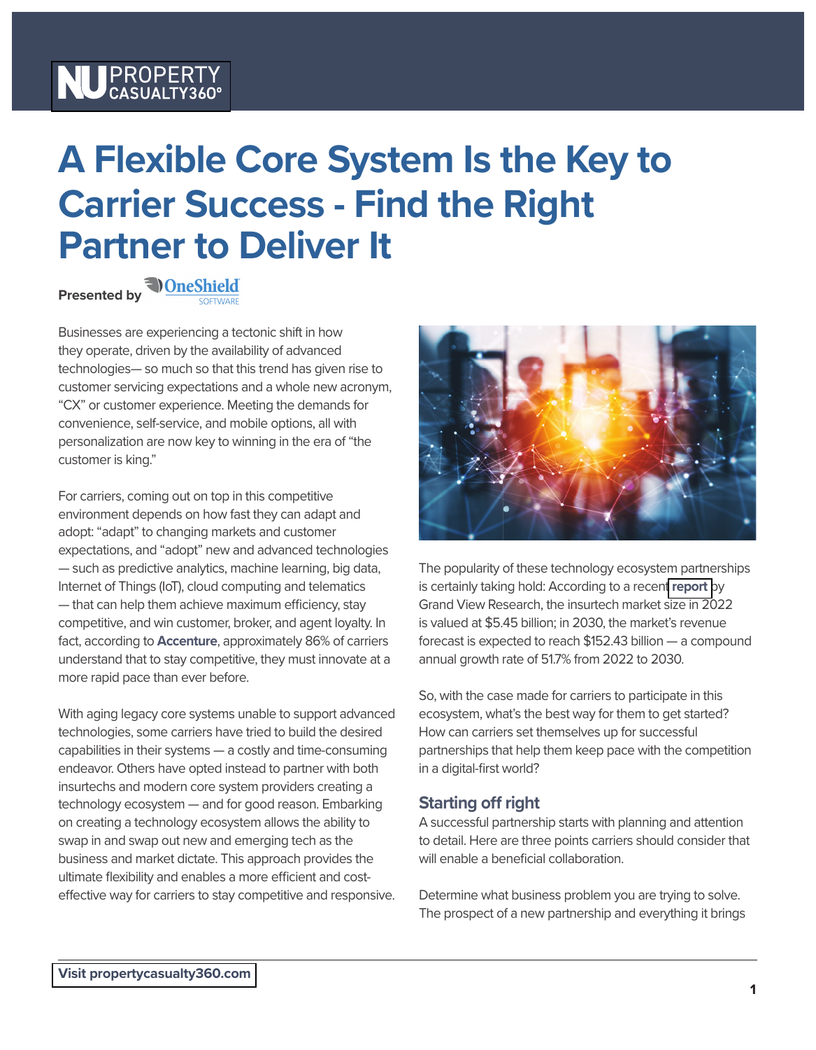# A Flexible Core System Is the Key to Carrier Success - Find the Right Partner to Deliver It

**Presented by** OneShield SOFTWARE

Businesses are experiencing a tectonic shift in how they operate, driven by the availability of advanced technologies— so much so that this trend has given rise to customer servicing expectations and a whole new acronym, "CX" or customer experience. Meeting the demands for convenience, self-service, and mobile options, all with personalization are now key to winning in the era of "the customer is king."

For carriers, coming out on top in this competitive environment depends on how fast they can adapt and adopt: "adapt" to changing markets and customer expectations, and "adopt" new and advanced technologies — such as predictive analytics, machine learning, big data, Internet of Things (IoT), cloud computing and telematics — that can help them achieve maximum efficiency, stay competitive, and win customer, broker, and agent loyalty. In fact, according to **Accenture**, approximately 86% of carriers understand that to stay competitive, they must innovate at a more rapid pace than ever before.

With aging legacy core systems unable to support advanced technologies, some carriers have tried to build the desired capabilities in their systems — a costly and time-consuming endeavor. Others have opted instead to partner with both insurtechs and modern core system providers creating a technology ecosystem — and for good reason. Embarking on creating a technology ecosystem allows the ability to swap in and swap out new and emerging tech as the business and market dictate. This approach provides the ultimate flexibility and enables a more efficient and cost-effective way for carriers to stay competitive and responsive.

The popularity of these technology ecosystem partnerships is certainly taking hold: According to a recent **report** by Grand View Research, the insurtech market size in 2022 is valued at $5.45 billion; in 2030, the market's revenue forecast is expected to reach $152.43 billion — a compound annual growth rate of 51.7% from 2022 to 2030.

So, with the case made for carriers to participate in this ecosystem, what's the best way for them to get started? How can carriers set themselves up for successful partnerships that help them keep pace with the competition in a digital-first world?

## Starting off right

A successful partnership starts with planning and attention to detail. Here are three points carriers should consider that will enable a beneficial collaboration.

Determine what business problem you are trying to solve. The prospect of a new partnership and everything it brings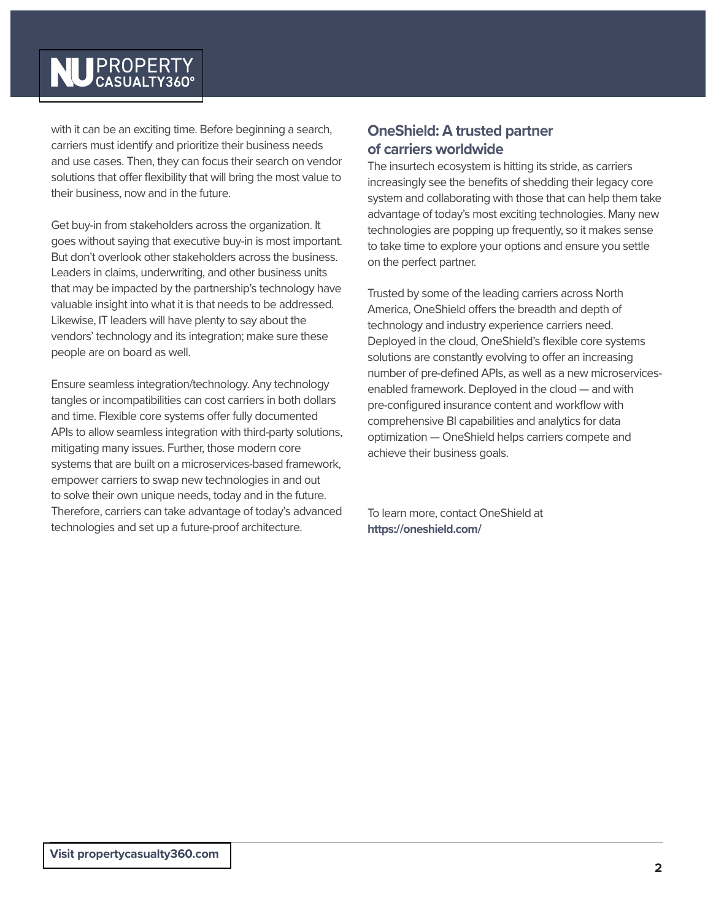with it can be an exciting time. Before beginning a search, carriers must identify and prioritize their business needs and use cases. Then, they can focus their search on vendor solutions that offer flexibility that will bring the most value to their business, now and in the future.

Get buy-in from stakeholders across the organization. It goes without saying that executive buy-in is most important. But don't overlook other stakeholders across the business. Leaders in claims, underwriting, and other business units that may be impacted by the partnership's technology have valuable insight into what it is that needs to be addressed. Likewise, IT leaders will have plenty to say about the vendors' technology and its integration; make sure these people are on board as well.

Ensure seamless integration/technology. Any technology tangles or incompatibilities can cost carriers in both dollars and time. Flexible core systems offer fully documented APIs to allow seamless integration with third-party solutions, mitigating many issues. Further, those modern core systems that are built on a microservices-based framework, empower carriers to swap new technologies in and out to solve their own unique needs, today and in the future. Therefore, carriers can take advantage of today's advanced technologies and set up a future-proof architecture.

## OneShield: A trusted partner of carriers worldwide

The insurtech ecosystem is hitting its stride, as carriers increasingly see the benefits of shedding their legacy core system and collaborating with those that can help them take advantage of today's most exciting technologies. Many new technologies are popping up frequently, so it makes sense to take time to explore your options and ensure you settle on the perfect partner.

Trusted by some of the leading carriers across North America, OneShield offers the breadth and depth of technology and industry experience carriers need. Deployed in the cloud, OneShield's flexible core systems solutions are constantly evolving to offer an increasing number of pre-defined APIs, as well as a new microservices-enabled framework. Deployed in the cloud — and with pre-configured insurance content and workflow with comprehensive BI capabilities and analytics for data optimization — OneShield helps carriers compete and achieve their business goals.

To learn more, contact OneShield at **https://oneshield.com/**